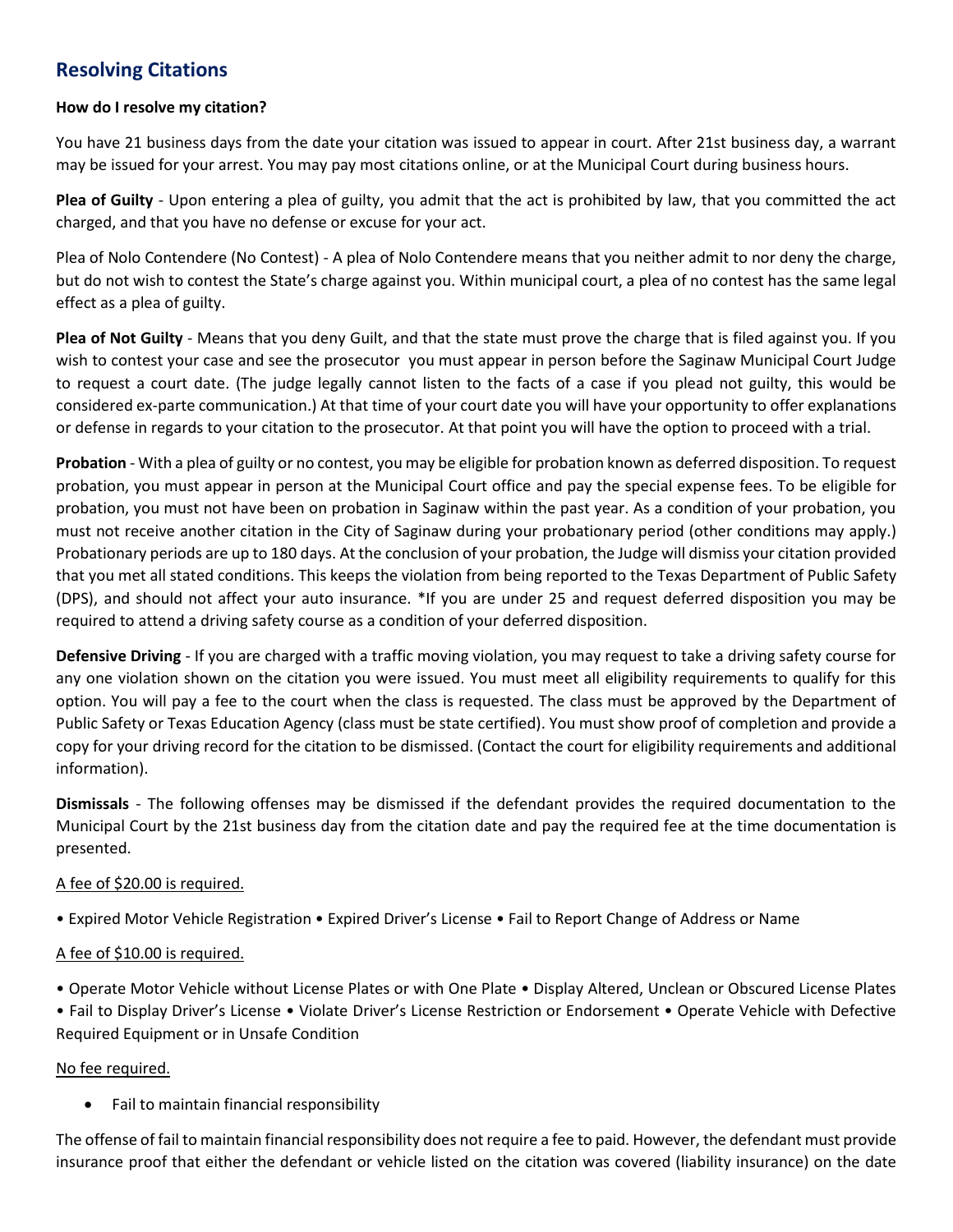## Resolving Citations

**How do I resolve my citation?**

You have 21 business days from the date your citation was issued to appear in court. After 21st business day, a warrant may be issued for your arrest. You may pay most citations online, or at the Municipal Court during business hours.

**Plea of Guilty** - Upon entering a plea of guilty, you admit that the act is prohibited by law, that you committed the act charged, and that you have no defense or excuse for your act.

Plea of Nolo Contendere (No Contest) - A plea of Nolo Contendere means that you neither admit to nor deny the charge, but do not wish to contest the State's charge against you. Within municipal court, a plea of no contest has the same legal effect as a plea of guilty.

**Plea of Not Guilty** - Means that you deny Guilt, and that the state must prove the charge that is filed against you. If you wish to contest your case and see the prosecutor you must appear in person before the Saginaw Municipal Court Judge to request a court date. (The judge legally cannot listen to the facts of a case if you plead not guilty, this would be considered ex-parte communication.) At that time of your court date you will have your opportunity to offer explanations or defense in regards to your citation to the prosecutor. At that point you will have the option to proceed with a trial.

**Probation** - With a plea of guilty or no contest, you may be eligible for probation known as deferred disposition. To request probation, you must appear in person at the Municipal Court office and pay the special expense fees. To be eligible for probation, you must not have been on probation in Saginaw within the past year. As a condition of your probation, you must not receive another citation in the City of Saginaw during your probationary period (other conditions may apply.) Probationary periods are up to 180 days. At the conclusion of your probation, the Judge will dismiss your citation provided that you met all stated conditions. This keeps the violation from being reported to the Texas Department of Public Safety (DPS), and should not affect your auto insurance. *If you are under 25 and request deferred disposition you may be required to attend a driving safety course as a condition of your deferred disposition.

**Defensive Driving** - If you are charged with a traffic moving violation, you may request to take a driving safety course for any one violation shown on the citation you were issued. You must meet all eligibility requirements to qualify for this option. You will pay a fee to the court when the class is requested. The class must be approved by the Department of Public Safety or Texas Education Agency (class must be state certified). You must show proof of completion and provide a copy for your driving record for the citation to be dismissed. (Contact the court for eligibility requirements and additional information).

**Dismissals** - The following offenses may be dismissed if the defendant provides the required documentation to the Municipal Court by the 21st business day from the citation date and pay the required fee at the time documentation is presented.

A fee of $20.00 is required.

• Expired Motor Vehicle Registration • Expired Driver's License • Fail to Report Change of Address or Name

A fee of $10.00 is required.

• Operate Motor Vehicle without License Plates or with One Plate • Display Altered, Unclean or Obscured License Plates • Fail to Display Driver's License • Violate Driver's License Restriction or Endorsement • Operate Vehicle with Defective Required Equipment or in Unsafe Condition

No fee required.

- Fail to maintain financial responsibility

The offense of fail to maintain financial responsibility does not require a fee to paid. However, the defendant must provide insurance proof that either the defendant or vehicle listed on the citation was covered (liability insurance) on the date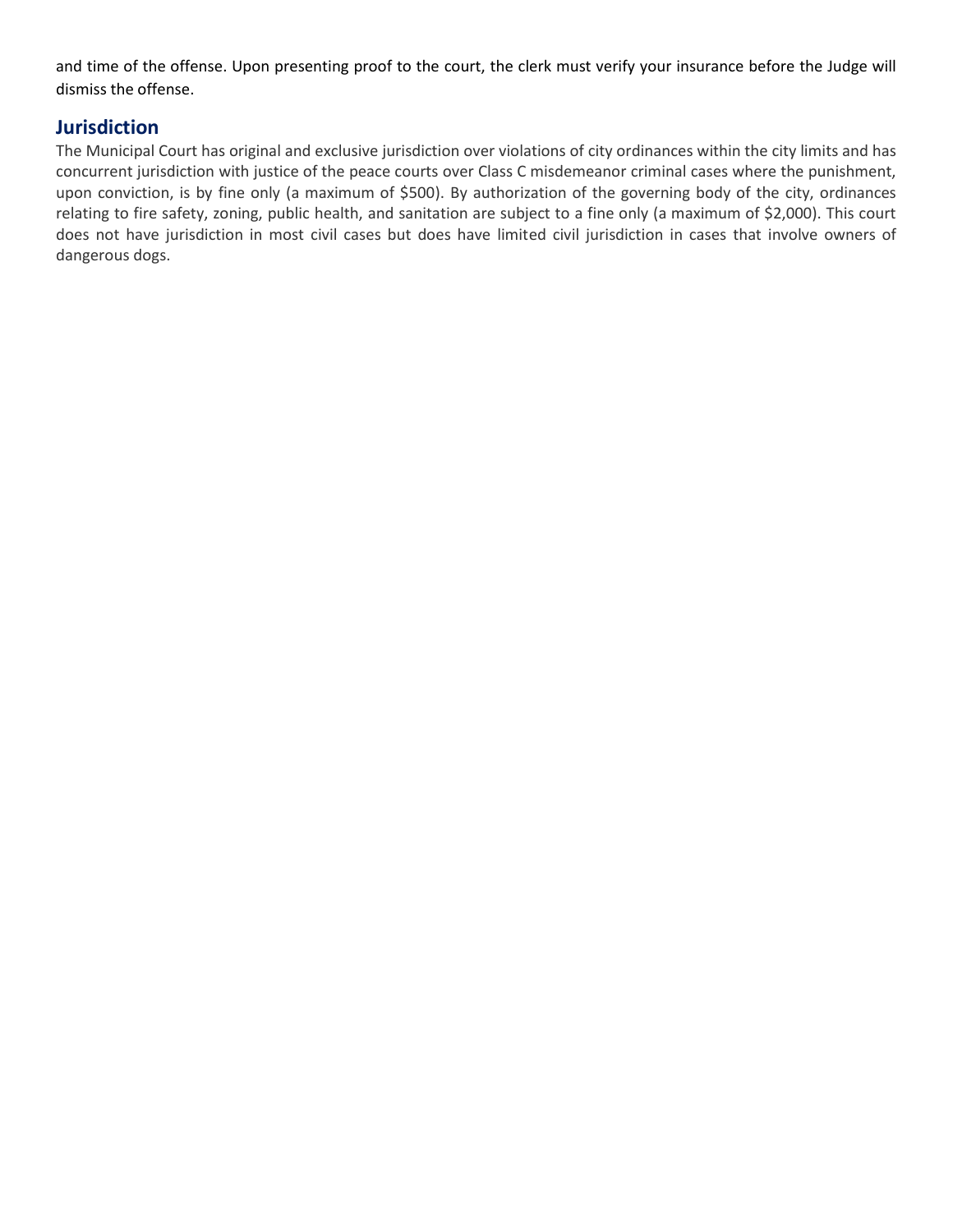and time of the offense. Upon presenting proof to the court, the clerk must verify your insurance before the Judge will dismiss the offense.

## Jurisdiction

The Municipal Court has original and exclusive jurisdiction over violations of city ordinances within the city limits and has concurrent jurisdiction with justice of the peace courts over Class C misdemeanor criminal cases where the punishment, upon conviction, is by fine only (a maximum of $500). By authorization of the governing body of the city, ordinances relating to fire safety, zoning, public health, and sanitation are subject to a fine only (a maximum of $2,000). This court does not have jurisdiction in most civil cases but does have limited civil jurisdiction in cases that involve owners of dangerous dogs.